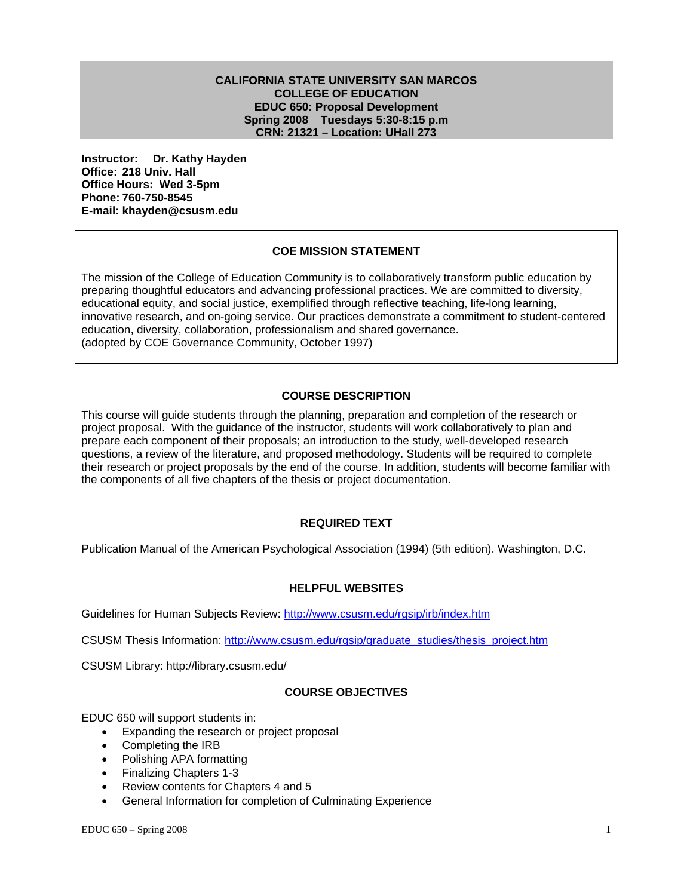# CALIFORNIA STATE UNIVERSITY SAN MARCOS
## COLLEGE OF EDUCATION
## EDUC 650: Proposal Development
**Spring 2008 Tuesdays 5:30-8:15 p.m**
**CRN: 21321 – Location: UHall 273**

**Instructor: Dr. Kathy Hayden**
**Office: 218 Univ. Hall**
**Office Hours: Wed 3-5pm**
**Phone: 760-750-8545**
**E-mail: khayden@csusm.edu**

### COE MISSION STATEMENT

The mission of the College of Education Community is to collaboratively transform public education by preparing thoughtful educators and advancing professional practices. We are committed to diversity, educational equity, and social justice, exemplified through reflective teaching, life-long learning, innovative research, and on-going service. Our practices demonstrate a commitment to student-centered education, diversity, collaboration, professionalism and shared governance.
(adopted by COE Governance Community, October 1997)

### COURSE DESCRIPTION

This course will guide students through the planning, preparation and completion of the research or project proposal. With the guidance of the instructor, students will work collaboratively to plan and prepare each component of their proposals; an introduction to the study, well-developed research questions, a review of the literature, and proposed methodology. Students will be required to complete their research or project proposals by the end of the course. In addition, students will become familiar with the components of all five chapters of the thesis or project documentation.

### REQUIRED TEXT

Publication Manual of the American Psychological Association (1994) (5th edition). Washington, D.C.

### HELPFUL WEBSITES

Guidelines for Human Subjects Review: http://www.csusm.edu/rgsip/irb/index.htm

CSUSM Thesis Information: http://www.csusm.edu/rgsip/graduate_studies/thesis_project.htm

CSUSM Library: http://library.csusm.edu/

### COURSE OBJECTIVES

EDUC 650 will support students in:

- Expanding the research or project proposal
- Completing the IRB
- Polishing APA formatting
- Finalizing Chapters 1-3
- Review contents for Chapters 4 and 5
- General Information for completion of Culminating Experience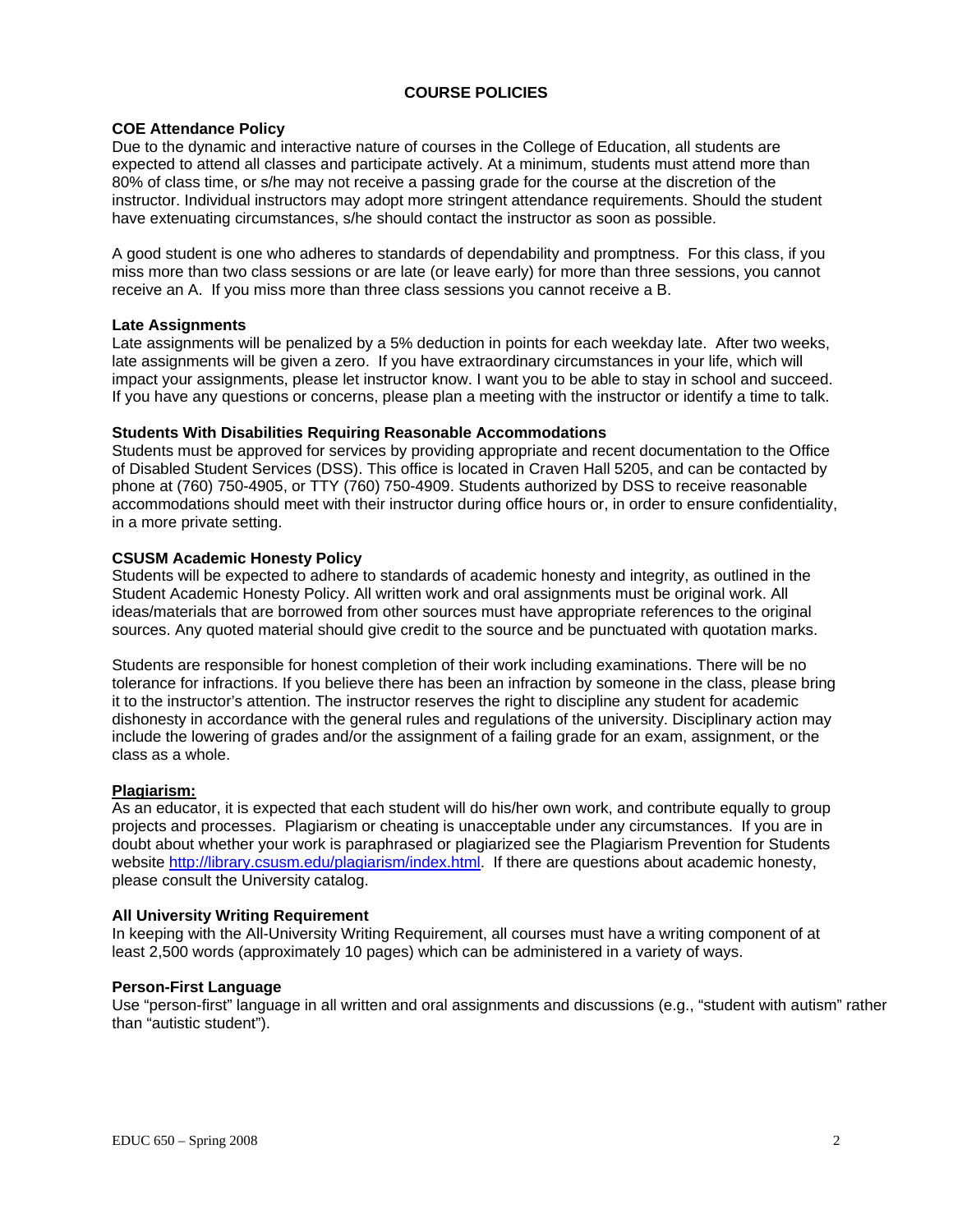## COURSE POLICIES

### COE Attendance Policy

Due to the dynamic and interactive nature of courses in the College of Education, all students are expected to attend all classes and participate actively. At a minimum, students must attend more than 80% of class time, or s/he may not receive a passing grade for the course at the discretion of the instructor. Individual instructors may adopt more stringent attendance requirements. Should the student have extenuating circumstances, s/he should contact the instructor as soon as possible.

A good student is one who adheres to standards of dependability and promptness. For this class, if you miss more than two class sessions or are late (or leave early) for more than three sessions, you cannot receive an A. If you miss more than three class sessions you cannot receive a B.

### Late Assignments

Late assignments will be penalized by a 5% deduction in points for each weekday late. After two weeks, late assignments will be given a zero. If you have extraordinary circumstances in your life, which will impact your assignments, please let instructor know. I want you to be able to stay in school and succeed. If you have any questions or concerns, please plan a meeting with the instructor or identify a time to talk.

### Students With Disabilities Requiring Reasonable Accommodations

Students must be approved for services by providing appropriate and recent documentation to the Office of Disabled Student Services (DSS). This office is located in Craven Hall 5205, and can be contacted by phone at (760) 750-4905, or TTY (760) 750-4909. Students authorized by DSS to receive reasonable accommodations should meet with their instructor during office hours or, in order to ensure confidentiality, in a more private setting.

### CSUSM Academic Honesty Policy

Students will be expected to adhere to standards of academic honesty and integrity, as outlined in the Student Academic Honesty Policy. All written work and oral assignments must be original work. All ideas/materials that are borrowed from other sources must have appropriate references to the original sources. Any quoted material should give credit to the source and be punctuated with quotation marks.

Students are responsible for honest completion of their work including examinations. There will be no tolerance for infractions. If you believe there has been an infraction by someone in the class, please bring it to the instructor's attention. The instructor reserves the right to discipline any student for academic dishonesty in accordance with the general rules and regulations of the university. Disciplinary action may include the lowering of grades and/or the assignment of a failing grade for an exam, assignment, or the class as a whole.

**Plagiarism:**

As an educator, it is expected that each student will do his/her own work, and contribute equally to group projects and processes. Plagiarism or cheating is unacceptable under any circumstances. If you are in doubt about whether your work is paraphrased or plagiarized see the Plagiarism Prevention for Students website http://library.csusm.edu/plagiarism/index.html. If there are questions about academic honesty, please consult the University catalog.

### All University Writing Requirement

In keeping with the All-University Writing Requirement, all courses must have a writing component of at least 2,500 words (approximately 10 pages) which can be administered in a variety of ways.

### Person-First Language

Use "person-first" language in all written and oral assignments and discussions (e.g., "student with autism" rather than "autistic student").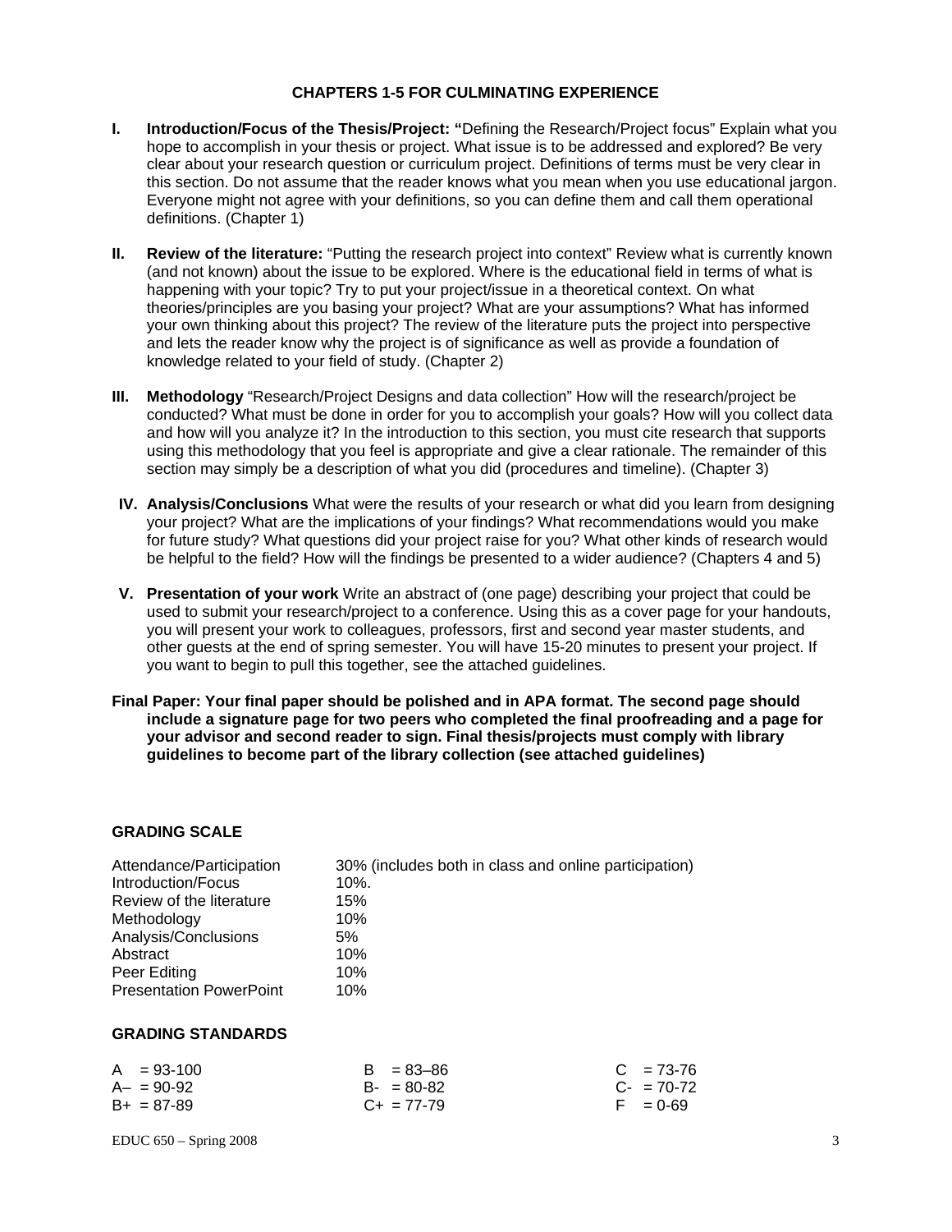### CHAPTERS 1-5 FOR CULMINATING EXPERIENCE

**I. Introduction/Focus of the Thesis/Project: "**Defining the Research/Project focus" Explain what you hope to accomplish in your thesis or project. What issue is to be addressed and explored? Be very clear about your research question or curriculum project. Definitions of terms must be very clear in this section. Do not assume that the reader knows what you mean when you use educational jargon. Everyone might not agree with your definitions, so you can define them and call them operational definitions. (Chapter 1)

**II. Review of the literature:** "Putting the research project into context" Review what is currently known (and not known) about the issue to be explored. Where is the educational field in terms of what is happening with your topic? Try to put your project/issue in a theoretical context. On what theories/principles are you basing your project? What are your assumptions? What has informed your own thinking about this project? The review of the literature puts the project into perspective and lets the reader know why the project is of significance as well as provide a foundation of knowledge related to your field of study. (Chapter 2)

**III. Methodology** "Research/Project Designs and data collection" How will the research/project be conducted? What must be done in order for you to accomplish your goals? How will you collect data and how will you analyze it? In the introduction to this section, you must cite research that supports using this methodology that you feel is appropriate and give a clear rationale. The remainder of this section may simply be a description of what you did (procedures and timeline). (Chapter 3)

**IV. Analysis/Conclusions** What were the results of your research or what did you learn from designing your project? What are the implications of your findings? What recommendations would you make for future study? What questions did your project raise for you? What other kinds of research would be helpful to the field? How will the findings be presented to a wider audience? (Chapters 4 and 5)

**V. Presentation of your work** Write an abstract of (one page) describing your project that could be used to submit your research/project to a conference. Using this as a cover page for your handouts, you will present your work to colleagues, professors, first and second year master students, and other guests at the end of spring semester. You will have 15-20 minutes to present your project. If you want to begin to pull this together, see the attached guidelines.

**Final Paper: Your final paper should be polished and in APA format. The second page should include a signature page for two peers who completed the final proofreading and a page for your advisor and second reader to sign. Final thesis/projects must comply with library guidelines to become part of the library collection (see attached guidelines)**

### GRADING SCALE

| | |
|---|---|
| Attendance/Participation | 30% (includes both in class and online participation) |
| Introduction/Focus | 10%. |
| Review of the literature | 15% |
| Methodology | 10% |
| Analysis/Conclusions | 5% |
| Abstract | 10% |
| Peer Editing | 10% |
| Presentation PowerPoint | 10% |

### GRADING STANDARDS

| | | |
|---|---|---|
| A = 93-100 | B = 83–86 | C = 73-76 |
| A– = 90-92 | B- = 80-82 | C- = 70-72 |
| B+ = 87-89 | C+ = 77-79 | F = 0-69 |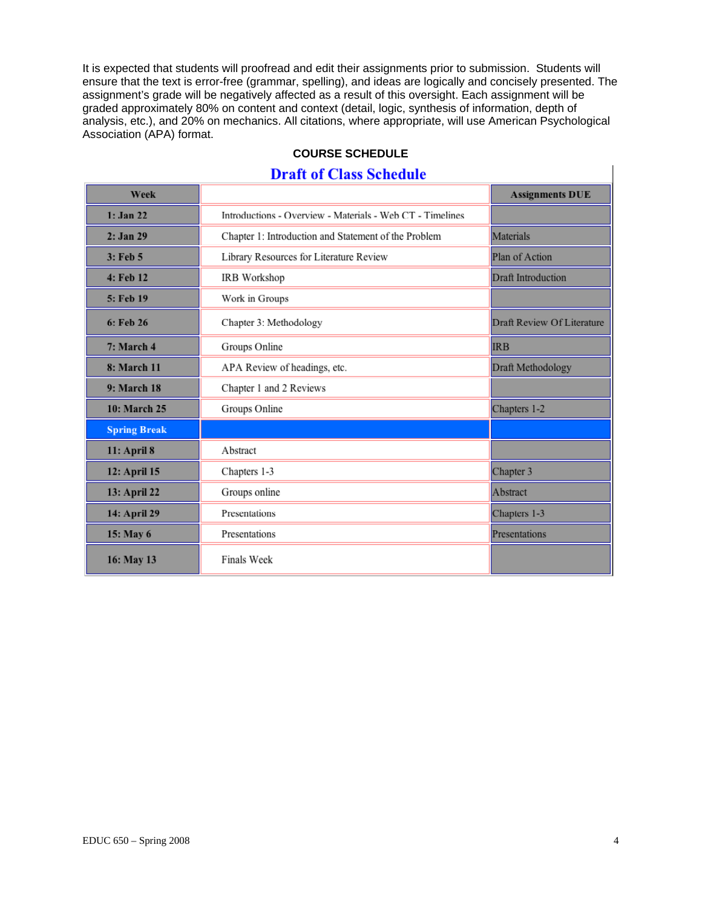It is expected that students will proofread and edit their assignments prior to submission. Students will ensure that the text is error-free (grammar, spelling), and ideas are logically and concisely presented. The assignment's grade will be negatively affected as a result of this oversight. Each assignment will be graded approximately 80% on content and context (detail, logic, synthesis of information, depth of analysis, etc.), and 20% on mechanics. All citations, where appropriate, will use American Psychological Association (APA) format.

## COURSE SCHEDULE

### Draft of Class Schedule

| Week | | Assignments DUE |
|---|---|---|
| 1: Jan 22 | Introductions - Overview - Materials - Web CT - Timelines | |
| 2: Jan 29 | Chapter 1: Introduction and Statement of the Problem | Materials |
| 3: Feb 5 | Library Resources for Literature Review | Plan of Action |
| 4: Feb 12 | IRB Workshop | Draft Introduction |
| 5: Feb 19 | Work in Groups | |
| 6: Feb 26 | Chapter 3: Methodology | Draft Review Of Literature |
| 7: March 4 | Groups Online | IRB |
| 8: March 11 | APA Review of headings, etc. | Draft Methodology |
| 9: March 18 | Chapter 1 and 2 Reviews | |
| 10: March 25 | Groups Online | Chapters 1-2 |
| Spring Break | | |
| 11: April 8 | Abstract | |
| 12: April 15 | Chapters 1-3 | Chapter 3 |
| 13: April 22 | Groups online | Abstract |
| 14: April 29 | Presentations | Chapters 1-3 |
| 15: May 6 | Presentations | Presentations |
| 16: May 13 | Finals Week | |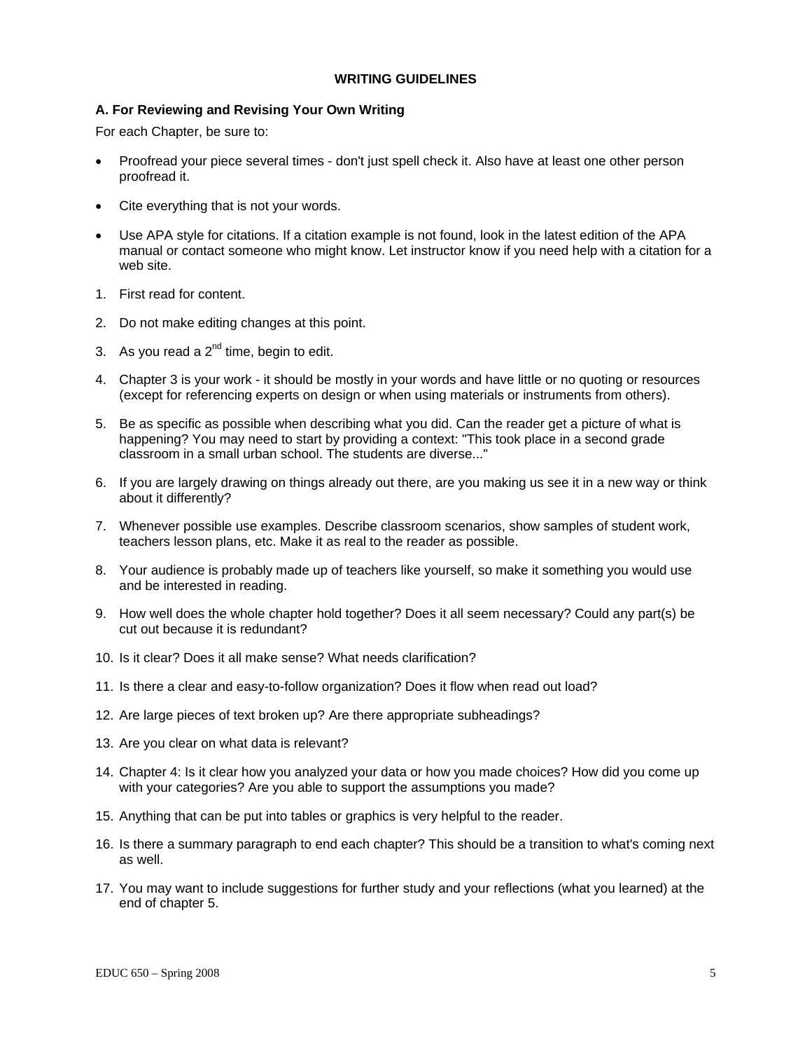## WRITING GUIDELINES

### A. For Reviewing and Revising Your Own Writing

For each Chapter, be sure to:

- Proofread your piece several times - don't just spell check it. Also have at least one other person proofread it.
- Cite everything that is not your words.
- Use APA style for citations. If a citation example is not found, look in the latest edition of the APA manual or contact someone who might know. Let instructor know if you need help with a citation for a web site.

1. First read for content.
2. Do not make editing changes at this point.
3. As you read a 2nd time, begin to edit.
4. Chapter 3 is your work - it should be mostly in your words and have little or no quoting or resources (except for referencing experts on design or when using materials or instruments from others).
5. Be as specific as possible when describing what you did. Can the reader get a picture of what is happening? You may need to start by providing a context: "This took place in a second grade classroom in a small urban school. The students are diverse..."
6. If you are largely drawing on things already out there, are you making us see it in a new way or think about it differently?
7. Whenever possible use examples. Describe classroom scenarios, show samples of student work, teachers lesson plans, etc. Make it as real to the reader as possible.
8. Your audience is probably made up of teachers like yourself, so make it something you would use and be interested in reading.
9. How well does the whole chapter hold together? Does it all seem necessary? Could any part(s) be cut out because it is redundant?
10. Is it clear? Does it all make sense? What needs clarification?
11. Is there a clear and easy-to-follow organization? Does it flow when read out load?
12. Are large pieces of text broken up? Are there appropriate subheadings?
13. Are you clear on what data is relevant?
14. Chapter 4: Is it clear how you analyzed your data or how you made choices? How did you come up with your categories? Are you able to support the assumptions you made?
15. Anything that can be put into tables or graphics is very helpful to the reader.
16. Is there a summary paragraph to end each chapter? This should be a transition to what's coming next as well.
17. You may want to include suggestions for further study and your reflections (what you learned) at the end of chapter 5.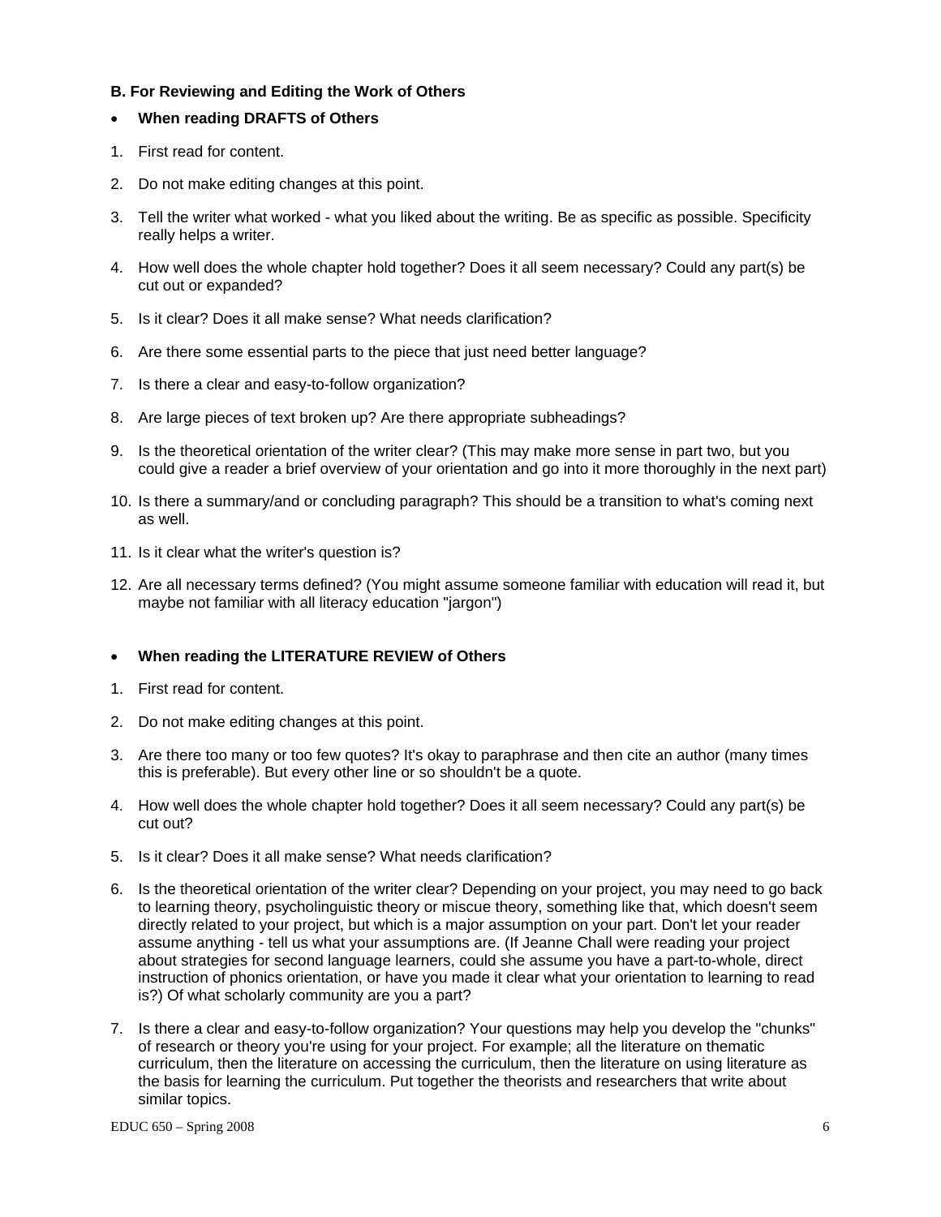**B. For Reviewing and Editing the Work of Others**

- **When reading DRAFTS of Others**

1. First read for content.
2. Do not make editing changes at this point.
3. Tell the writer what worked - what you liked about the writing. Be as specific as possible. Specificity really helps a writer.
4. How well does the whole chapter hold together? Does it all seem necessary? Could any part(s) be cut out or expanded?
5. Is it clear? Does it all make sense? What needs clarification?
6. Are there some essential parts to the piece that just need better language?
7. Is there a clear and easy-to-follow organization?
8. Are large pieces of text broken up? Are there appropriate subheadings?
9. Is the theoretical orientation of the writer clear? (This may make more sense in part two, but you could give a reader a brief overview of your orientation and go into it more thoroughly in the next part)
10. Is there a summary/and or concluding paragraph? This should be a transition to what's coming next as well.
11. Is it clear what the writer's question is?
12. Are all necessary terms defined? (You might assume someone familiar with education will read it, but maybe not familiar with all literacy education "jargon")

- **When reading the LITERATURE REVIEW of Others**

1. First read for content.
2. Do not make editing changes at this point.
3. Are there too many or too few quotes? It's okay to paraphrase and then cite an author (many times this is preferable). But every other line or so shouldn't be a quote.
4. How well does the whole chapter hold together? Does it all seem necessary? Could any part(s) be cut out?
5. Is it clear? Does it all make sense? What needs clarification?
6. Is the theoretical orientation of the writer clear? Depending on your project, you may need to go back to learning theory, psycholinguistic theory or miscue theory, something like that, which doesn't seem directly related to your project, but which is a major assumption on your part. Don't let your reader assume anything - tell us what your assumptions are. (If Jeanne Chall were reading your project about strategies for second language learners, could she assume you have a part-to-whole, direct instruction of phonics orientation, or have you made it clear what your orientation to learning to read is?) Of what scholarly community are you a part?
7. Is there a clear and easy-to-follow organization? Your questions may help you develop the "chunks" of research or theory you're using for your project. For example; all the literature on thematic curriculum, then the literature on accessing the curriculum, then the literature on using literature as the basis for learning the curriculum. Put together the theorists and researchers that write about similar topics.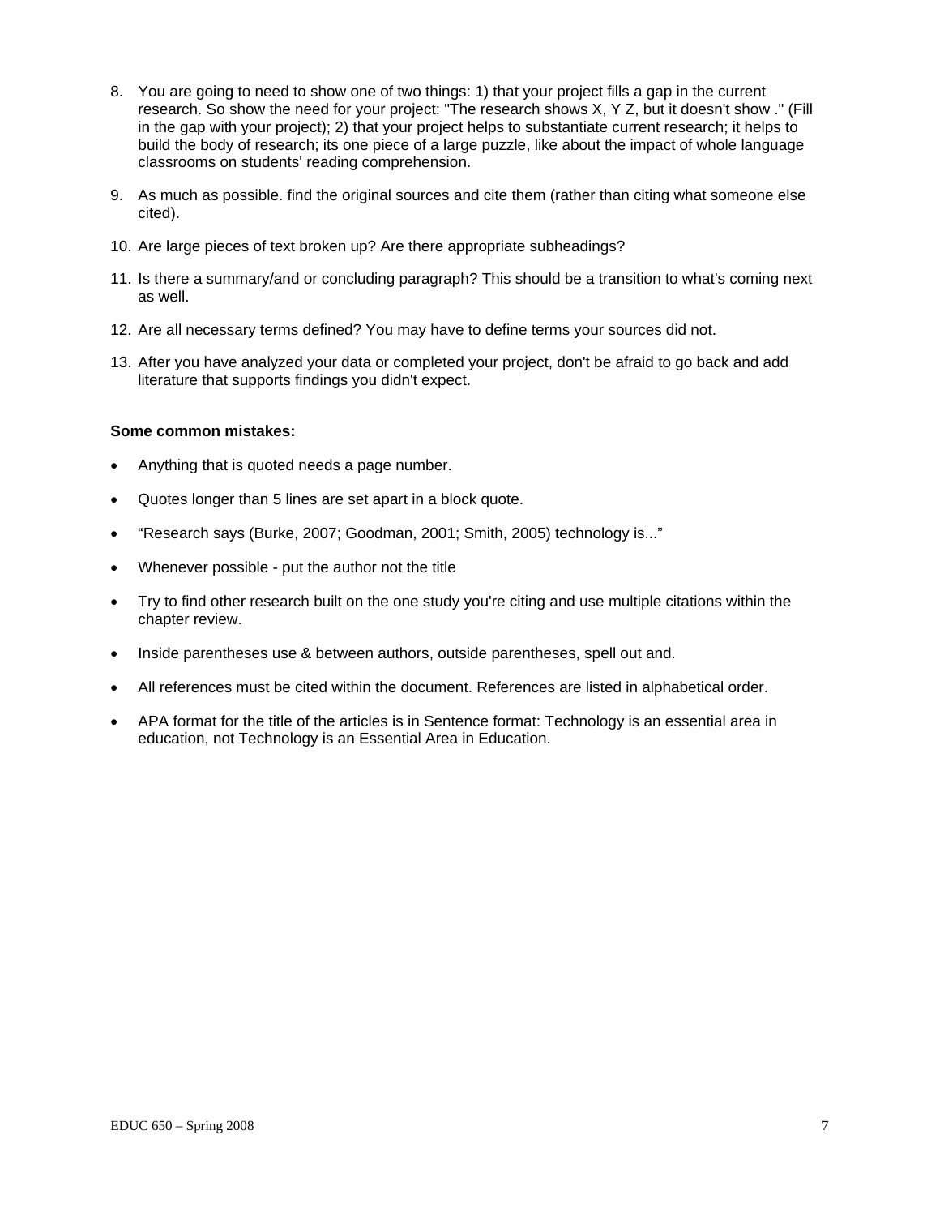8. You are going to need to show one of two things: 1) that your project fills a gap in the current research. So show the need for your project: "The research shows X, Y Z, but it doesn't show ." (Fill in the gap with your project); 2) that your project helps to substantiate current research; it helps to build the body of research; its one piece of a large puzzle, like about the impact of whole language classrooms on students' reading comprehension.

9. As much as possible. find the original sources and cite them (rather than citing what someone else cited).

10. Are large pieces of text broken up? Are there appropriate subheadings?

11. Is there a summary/and or concluding paragraph? This should be a transition to what's coming next as well.

12. Are all necessary terms defined? You may have to define terms your sources did not.

13. After you have analyzed your data or completed your project, don't be afraid to go back and add literature that supports findings you didn't expect.

**Some common mistakes:**

- Anything that is quoted needs a page number.
- Quotes longer than 5 lines are set apart in a block quote.
- "Research says (Burke, 2007; Goodman, 2001; Smith, 2005) technology is..."
- Whenever possible - put the author not the title
- Try to find other research built on the one study you're citing and use multiple citations within the chapter review.
- Inside parentheses use & between authors, outside parentheses, spell out and.
- All references must be cited within the document. References are listed in alphabetical order.
- APA format for the title of the articles is in Sentence format: Technology is an essential area in education, not Technology is an Essential Area in Education.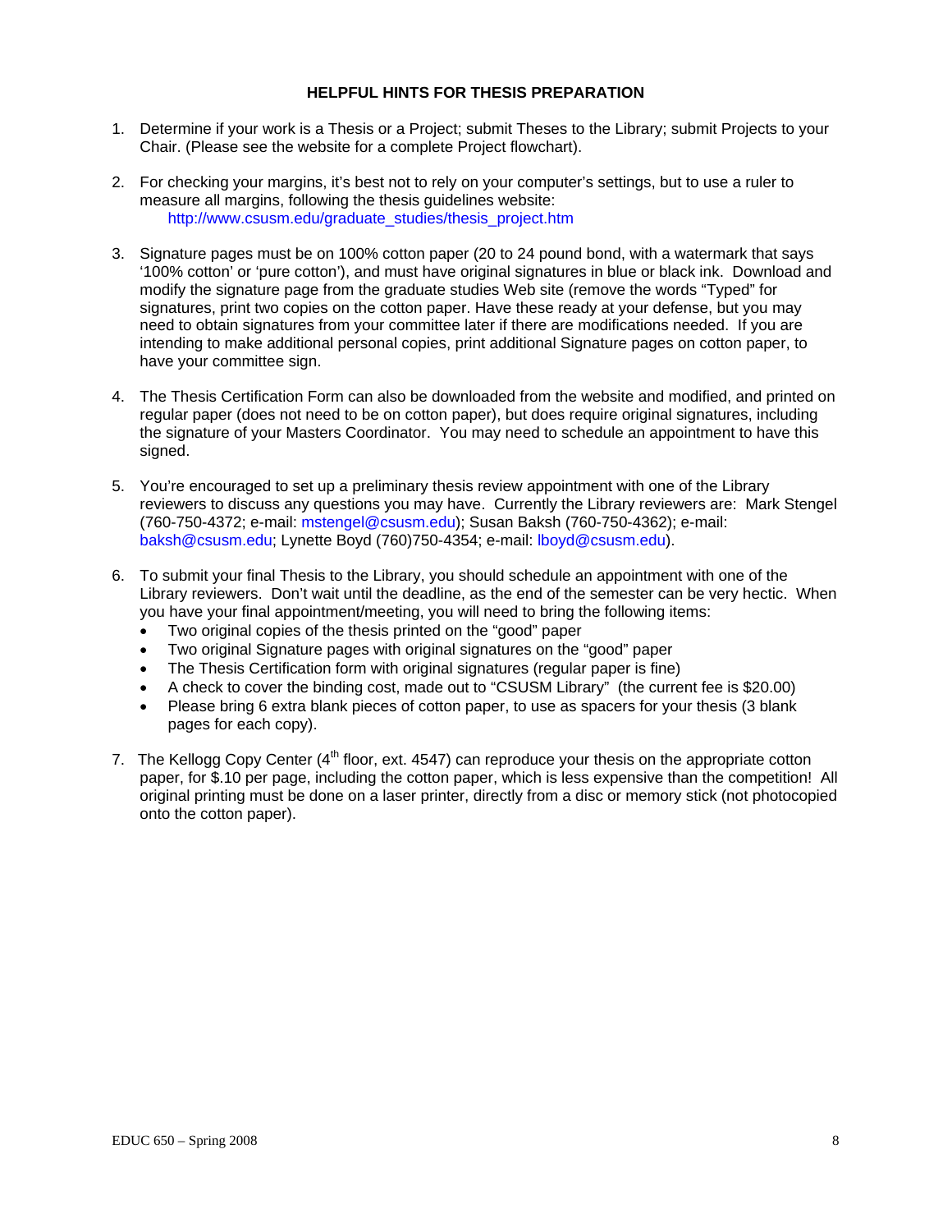## HELPFUL HINTS FOR THESIS PREPARATION

1. Determine if your work is a Thesis or a Project; submit Theses to the Library; submit Projects to your Chair. (Please see the website for a complete Project flowchart).

2. For checking your margins, it's best not to rely on your computer's settings, but to use a ruler to measure all margins, following the thesis guidelines website:
   http://www.csusm.edu/graduate_studies/thesis_project.htm

3. Signature pages must be on 100% cotton paper (20 to 24 pound bond, with a watermark that says '100% cotton' or 'pure cotton'), and must have original signatures in blue or black ink. Download and modify the signature page from the graduate studies Web site (remove the words "Typed" for signatures, print two copies on the cotton paper. Have these ready at your defense, but you may need to obtain signatures from your committee later if there are modifications needed. If you are intending to make additional personal copies, print additional Signature pages on cotton paper, to have your committee sign.

4. The Thesis Certification Form can also be downloaded from the website and modified, and printed on regular paper (does not need to be on cotton paper), but does require original signatures, including the signature of your Masters Coordinator. You may need to schedule an appointment to have this signed.

5. You're encouraged to set up a preliminary thesis review appointment with one of the Library reviewers to discuss any questions you may have. Currently the Library reviewers are: Mark Stengel (760-750-4372; e-mail: mstengel@csusm.edu); Susan Baksh (760-750-4362); e-mail: baksh@csusm.edu; Lynette Boyd (760)750-4354; e-mail: lboyd@csusm.edu).

6. To submit your final Thesis to the Library, you should schedule an appointment with one of the Library reviewers. Don't wait until the deadline, as the end of the semester can be very hectic. When you have your final appointment/meeting, you will need to bring the following items:
   - Two original copies of the thesis printed on the "good" paper
   - Two original Signature pages with original signatures on the "good" paper
   - The Thesis Certification form with original signatures (regular paper is fine)
   - A check to cover the binding cost, made out to "CSUSM Library" (the current fee is $20.00)
   - Please bring 6 extra blank pieces of cotton paper, to use as spacers for your thesis (3 blank pages for each copy).

7. The Kellogg Copy Center (4th floor, ext. 4547) can reproduce your thesis on the appropriate cotton paper, for $.10 per page, including the cotton paper, which is less expensive than the competition! All original printing must be done on a laser printer, directly from a disc or memory stick (not photocopied onto the cotton paper).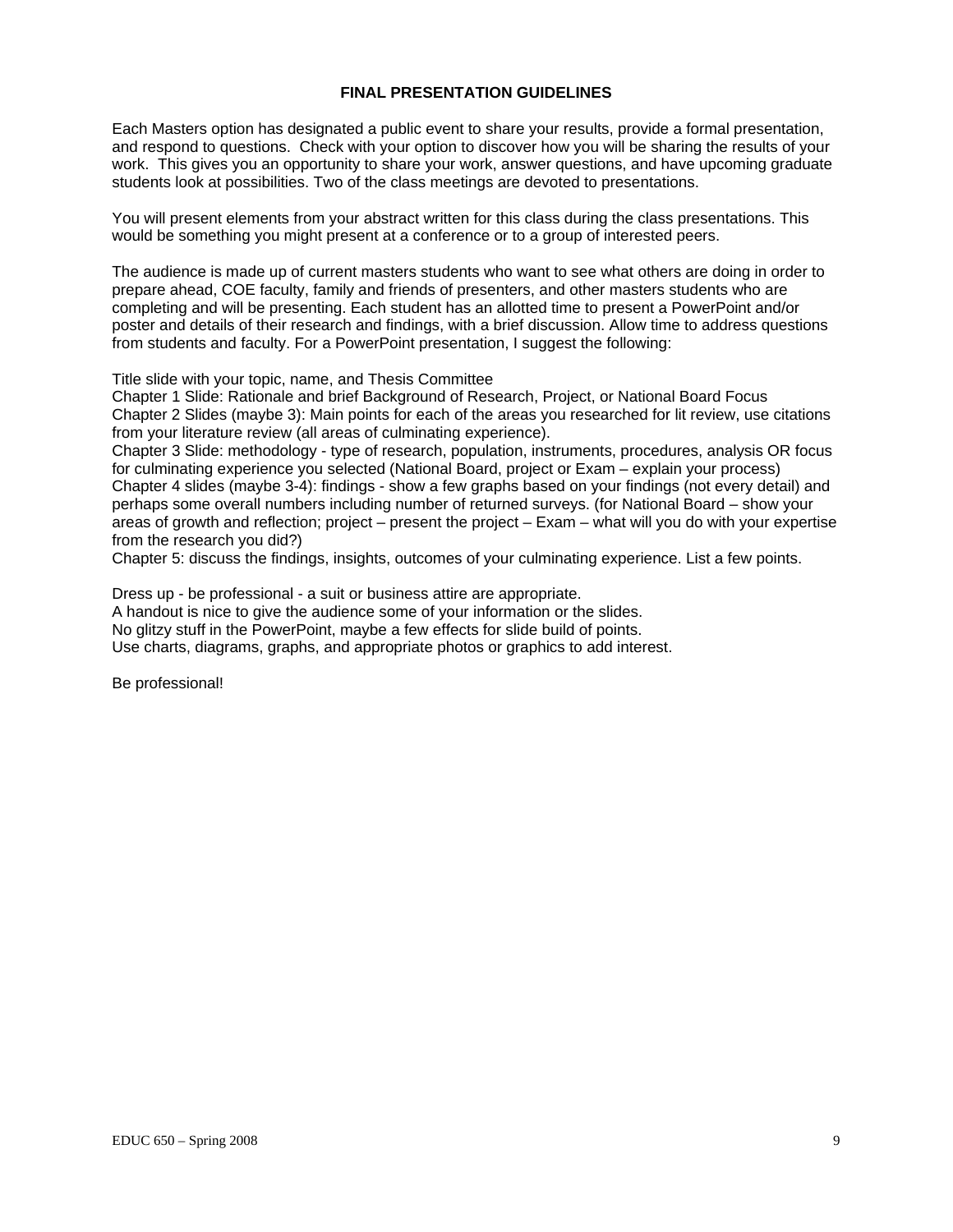# FINAL PRESENTATION GUIDELINES

Each Masters option has designated a public event to share your results, provide a formal presentation, and respond to questions. Check with your option to discover how you will be sharing the results of your work. This gives you an opportunity to share your work, answer questions, and have upcoming graduate students look at possibilities. Two of the class meetings are devoted to presentations.

You will present elements from your abstract written for this class during the class presentations. This would be something you might present at a conference or to a group of interested peers.

The audience is made up of current masters students who want to see what others are doing in order to prepare ahead, COE faculty, family and friends of presenters, and other masters students who are completing and will be presenting. Each student has an allotted time to present a PowerPoint and/or poster and details of their research and findings, with a brief discussion. Allow time to address questions from students and faculty. For a PowerPoint presentation, I suggest the following:

Title slide with your topic, name, and Thesis Committee
Chapter 1 Slide: Rationale and brief Background of Research, Project, or National Board Focus
Chapter 2 Slides (maybe 3): Main points for each of the areas you researched for lit review, use citations from your literature review (all areas of culminating experience).
Chapter 3 Slide: methodology - type of research, population, instruments, procedures, analysis OR focus for culminating experience you selected (National Board, project or Exam – explain your process)
Chapter 4 slides (maybe 3-4): findings - show a few graphs based on your findings (not every detail) and perhaps some overall numbers including number of returned surveys. (for National Board – show your areas of growth and reflection; project – present the project – Exam – what will you do with your expertise from the research you did?)
Chapter 5: discuss the findings, insights, outcomes of your culminating experience. List a few points.

Dress up - be professional - a suit or business attire are appropriate.
A handout is nice to give the audience some of your information or the slides.
No glitzy stuff in the PowerPoint, maybe a few effects for slide build of points.
Use charts, diagrams, graphs, and appropriate photos or graphics to add interest.

Be professional!